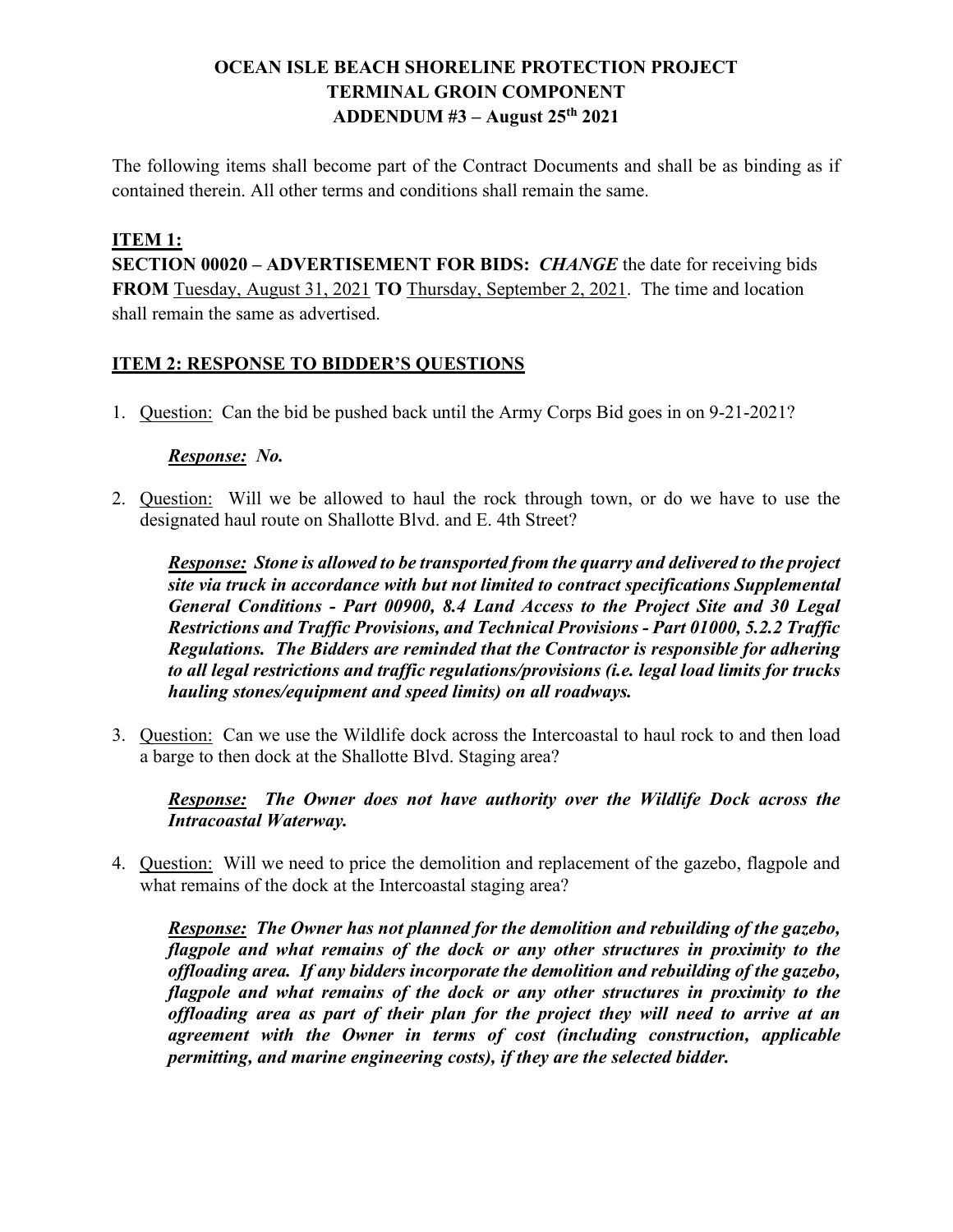# OCEAN ISLE BEACH SHORELINE PROTECTION PROJECT
# TERMINAL GROIN COMPONENT
# ADDENDUM #3 – August 25th 2021

The following items shall become part of the Contract Documents and shall be as binding as if contained therein. All other terms and conditions shall remain the same.

## ITEM 1:

**SECTION 00020 – ADVERTISEMENT FOR BIDS:** ***CHANGE*** the date for receiving bids **FROM** Tuesday, August 31, 2021 **TO** Thursday, September 2, 2021. The time and location shall remain the same as advertised.

## ITEM 2: RESPONSE TO BIDDER'S QUESTIONS

1. Question: Can the bid be pushed back until the Army Corps Bid goes in on 9-21-2021?

   ***Response: No.***

2. Question: Will we be allowed to haul the rock through town, or do we have to use the designated haul route on Shallotte Blvd. and E. 4th Street?

   ***Response: Stone is allowed to be transported from the quarry and delivered to the project site via truck in accordance with but not limited to contract specifications Supplemental General Conditions - Part 00900, 8.4 Land Access to the Project Site and 30 Legal Restrictions and Traffic Provisions, and Technical Provisions - Part 01000, 5.2.2 Traffic Regulations. The Bidders are reminded that the Contractor is responsible for adhering to all legal restrictions and traffic regulations/provisions (i.e. legal load limits for trucks hauling stones/equipment and speed limits) on all roadways.***

3. Question: Can we use the Wildlife dock across the Intercoastal to haul rock to and then load a barge to then dock at the Shallotte Blvd. Staging area?

   ***Response: The Owner does not have authority over the Wildlife Dock across the Intracoastal Waterway.***

4. Question: Will we need to price the demolition and replacement of the gazebo, flagpole and what remains of the dock at the Intercoastal staging area?

   ***Response: The Owner has not planned for the demolition and rebuilding of the gazebo, flagpole and what remains of the dock or any other structures in proximity to the offloading area. If any bidders incorporate the demolition and rebuilding of the gazebo, flagpole and what remains of the dock or any other structures in proximity to the offloading area as part of their plan for the project they will need to arrive at an agreement with the Owner in terms of cost (including construction, applicable permitting, and marine engineering costs), if they are the selected bidder.***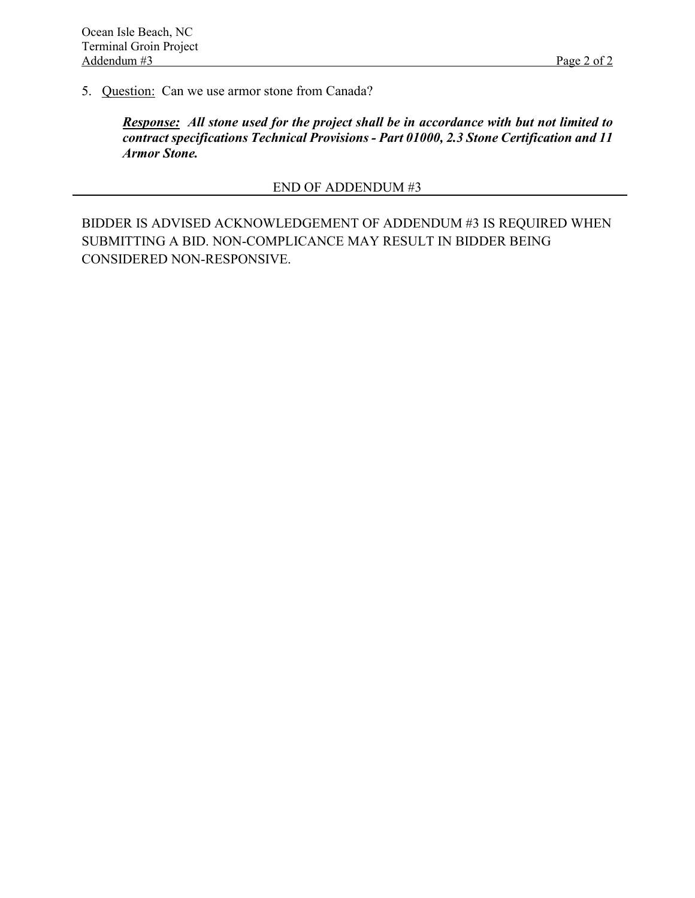5. Question: Can we use armor stone from Canada?

 ***Response:*** ***All stone used for the project shall be in accordance with but not limited to contract specifications Technical Provisions - Part 01000, 2.3 Stone Certification and 11 Armor Stone.***

END OF ADDENDUM #3

---

BIDDER IS ADVISED ACKNOWLEDGEMENT OF ADDENDUM #3 IS REQUIRED WHEN SUBMITTING A BID. NON-COMPLICANCE MAY RESULT IN BIDDER BEING CONSIDERED NON-RESPONSIVE.